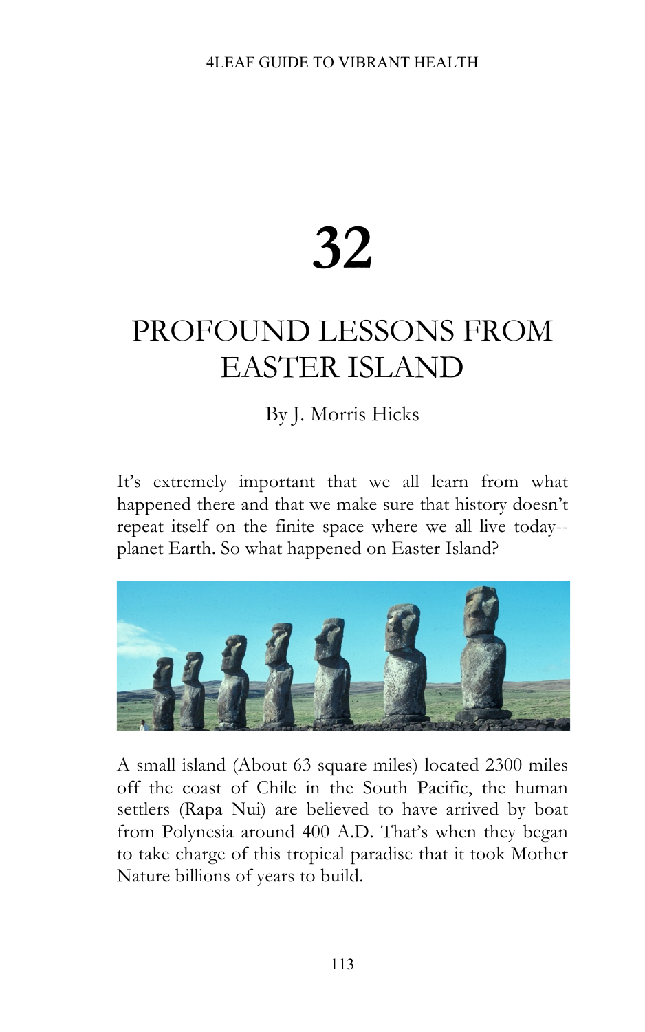# 32

# PROFOUND LESSONS FROM EASTER ISLAND

By J. Morris Hicks

It's extremely important that we all learn from what happened there and that we make sure that history doesn't repeat itself on the finite space where we all live today--planet Earth. So what happened on Easter Island?

A small island (About 63 square miles) located 2300 miles off the coast of Chile in the South Pacific, the human settlers (Rapa Nui) are believed to have arrived by boat from Polynesia around 400 A.D. That's when they began to take charge of this tropical paradise that it took Mother Nature billions of years to build.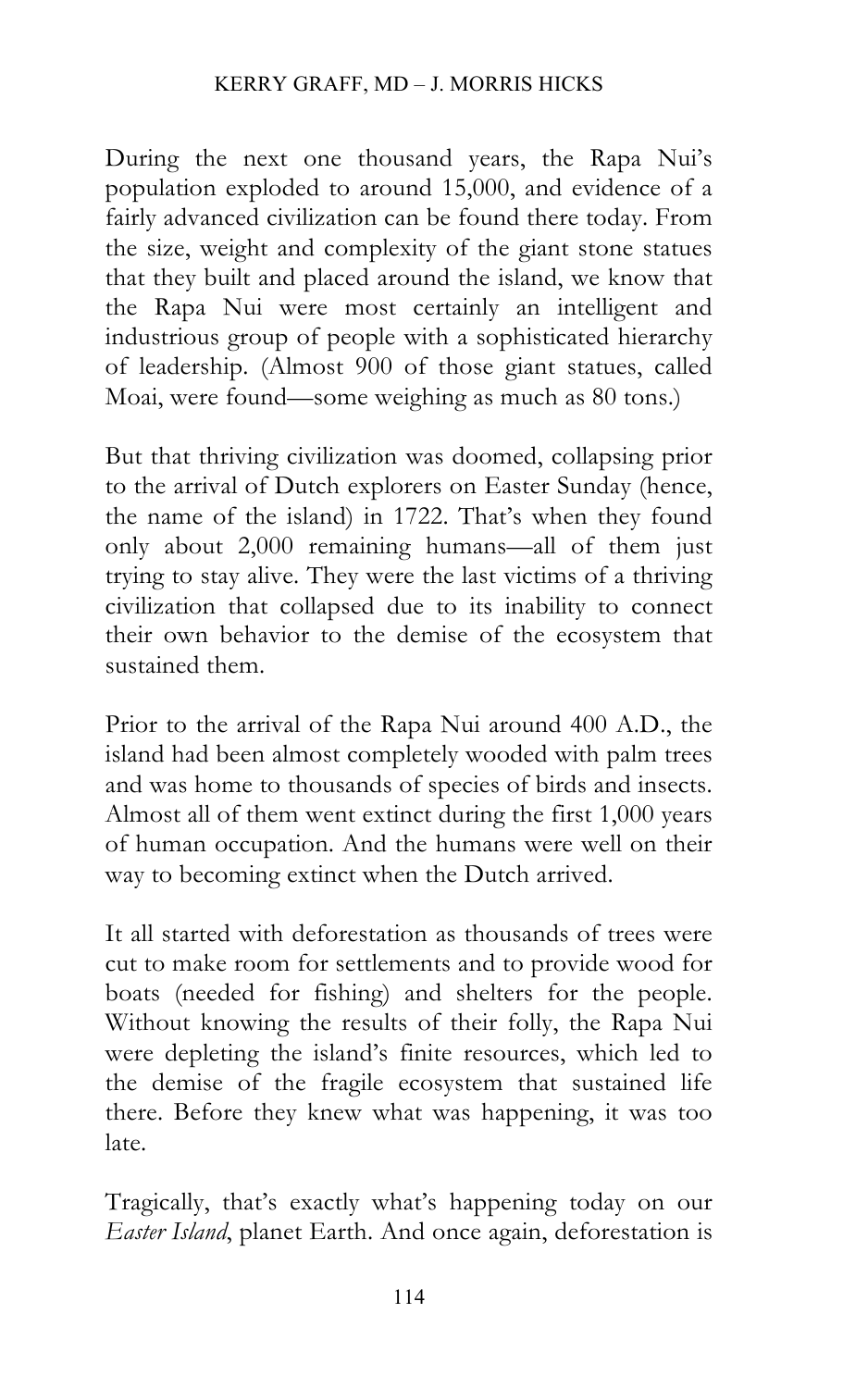During the next one thousand years, the Rapa Nui's population exploded to around 15,000, and evidence of a fairly advanced civilization can be found there today. From the size, weight and complexity of the giant stone statues that they built and placed around the island, we know that the Rapa Nui were most certainly an intelligent and industrious group of people with a sophisticated hierarchy of leadership. (Almost 900 of those giant statues, called Moai, were found—some weighing as much as 80 tons.)

But that thriving civilization was doomed, collapsing prior to the arrival of Dutch explorers on Easter Sunday (hence, the name of the island) in 1722. That's when they found only about 2,000 remaining humans—all of them just trying to stay alive. They were the last victims of a thriving civilization that collapsed due to its inability to connect their own behavior to the demise of the ecosystem that sustained them.

Prior to the arrival of the Rapa Nui around 400 A.D., the island had been almost completely wooded with palm trees and was home to thousands of species of birds and insects. Almost all of them went extinct during the first 1,000 years of human occupation. And the humans were well on their way to becoming extinct when the Dutch arrived.

It all started with deforestation as thousands of trees were cut to make room for settlements and to provide wood for boats (needed for fishing) and shelters for the people. Without knowing the results of their folly, the Rapa Nui were depleting the island's finite resources, which led to the demise of the fragile ecosystem that sustained life there. Before they knew what was happening, it was too late.

Tragically, that's exactly what's happening today on our *Easter Island*, planet Earth. And once again, deforestation is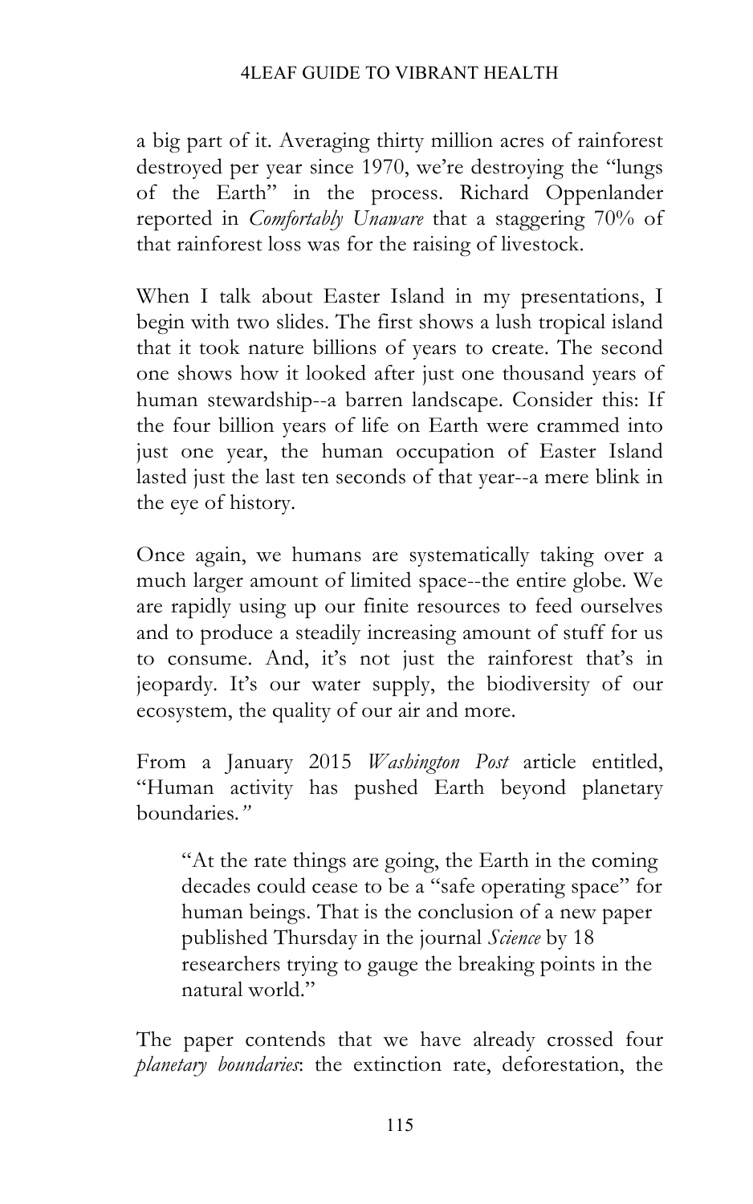a big part of it. Averaging thirty million acres of rainforest destroyed per year since 1970, we're destroying the "lungs of the Earth" in the process. Richard Oppenlander reported in *Comfortably Unaware* that a staggering 70% of that rainforest loss was for the raising of livestock.

When I talk about Easter Island in my presentations, I begin with two slides. The first shows a lush tropical island that it took nature billions of years to create. The second one shows how it looked after just one thousand years of human stewardship--a barren landscape. Consider this: If the four billion years of life on Earth were crammed into just one year, the human occupation of Easter Island lasted just the last ten seconds of that year--a mere blink in the eye of history.

Once again, we humans are systematically taking over a much larger amount of limited space--the entire globe. We are rapidly using up our finite resources to feed ourselves and to produce a steadily increasing amount of stuff for us to consume. And, it's not just the rainforest that's in jeopardy. It's our water supply, the biodiversity of our ecosystem, the quality of our air and more.

From a January 2015 *Washington Post* article entitled, "Human activity has pushed Earth beyond planetary boundaries."

> "At the rate things are going, the Earth in the coming decades could cease to be a "safe operating space" for human beings. That is the conclusion of a new paper published Thursday in the journal *Science* by 18 researchers trying to gauge the breaking points in the natural world."

The paper contends that we have already crossed four *planetary boundaries*: the extinction rate, deforestation, the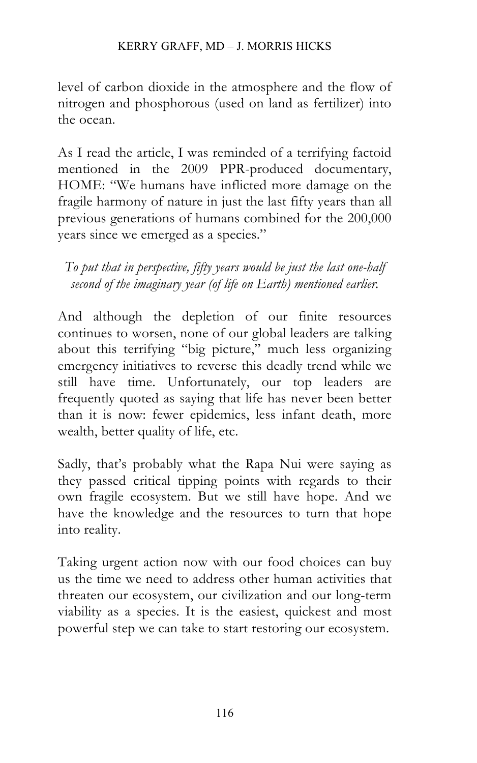level of carbon dioxide in the atmosphere and the flow of nitrogen and phosphorous (used on land as fertilizer) into the ocean.

As I read the article, I was reminded of a terrifying factoid mentioned in the 2009 PPR-produced documentary, HOME: "We humans have inflicted more damage on the fragile harmony of nature in just the last fifty years than all previous generations of humans combined for the 200,000 years since we emerged as a species."

*To put that in perspective, fifty years would be just the last one-half second of the imaginary year (of life on Earth) mentioned earlier.*

And although the depletion of our finite resources continues to worsen, none of our global leaders are talking about this terrifying "big picture," much less organizing emergency initiatives to reverse this deadly trend while we still have time. Unfortunately, our top leaders are frequently quoted as saying that life has never been better than it is now: fewer epidemics, less infant death, more wealth, better quality of life, etc.

Sadly, that's probably what the Rapa Nui were saying as they passed critical tipping points with regards to their own fragile ecosystem. But we still have hope. And we have the knowledge and the resources to turn that hope into reality.

Taking urgent action now with our food choices can buy us the time we need to address other human activities that threaten our ecosystem, our civilization and our long-term viability as a species. It is the easiest, quickest and most powerful step we can take to start restoring our ecosystem.